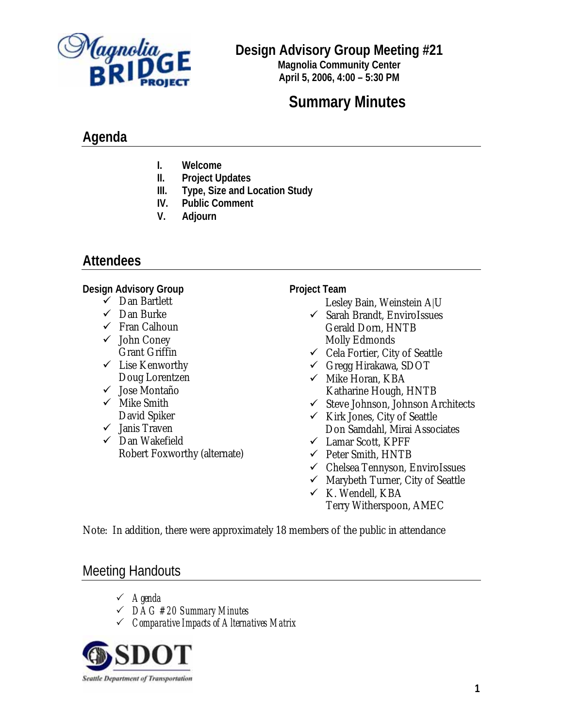# Design Advisory Group Meeting #21

**Magnolia Community Center**
**April 5, 2006, 4:00 – 5:30 PM**

## Summary Minutes

## Agenda

- **I. Welcome**
- **II. Project Updates**
- **III. Type, Size and Location Study**
- **IV. Public Comment**
- **V. Adjourn**

## Attendees

**Design Advisory Group**

- ✓ Dan Bartlett
- ✓ Dan Burke
- ✓ Fran Calhoun
- ✓ John Coney
- Grant Griffin
- ✓ Lise Kenworthy
- Doug Lorentzen
- ✓ Jose Montaño
- ✓ Mike Smith
- David Spiker
- ✓ Janis Traven
- ✓ Dan Wakefield
- Robert Foxworthy (alternate)

**Project Team**

- Lesley Bain, Weinstein A|U
- ✓ Sarah Brandt, EnviroIssues
- Gerald Dorn, HNTB
- Molly Edmonds
- ✓ Cela Fortier, City of Seattle
- ✓ Gregg Hirakawa, SDOT
- ✓ Mike Horan, KBA
- Katharine Hough, HNTB
- ✓ Steve Johnson, Johnson Architects
- ✓ Kirk Jones, City of Seattle
- Don Samdahl, Mirai Associates
- ✓ Lamar Scott, KPFF
- ✓ Peter Smith, HNTB
- ✓ Chelsea Tennyson, EnviroIssues
- ✓ Marybeth Turner, City of Seattle
- ✓ K. Wendell, KBA
- Terry Witherspoon, AMEC

Note: In addition, there were approximately 18 members of the public in attendance

## Meeting Handouts

- ✓ *Agenda*
- ✓ *DAG #20 Summary Minutes*
- ✓ *Comparative Impacts of Alternatives Matrix*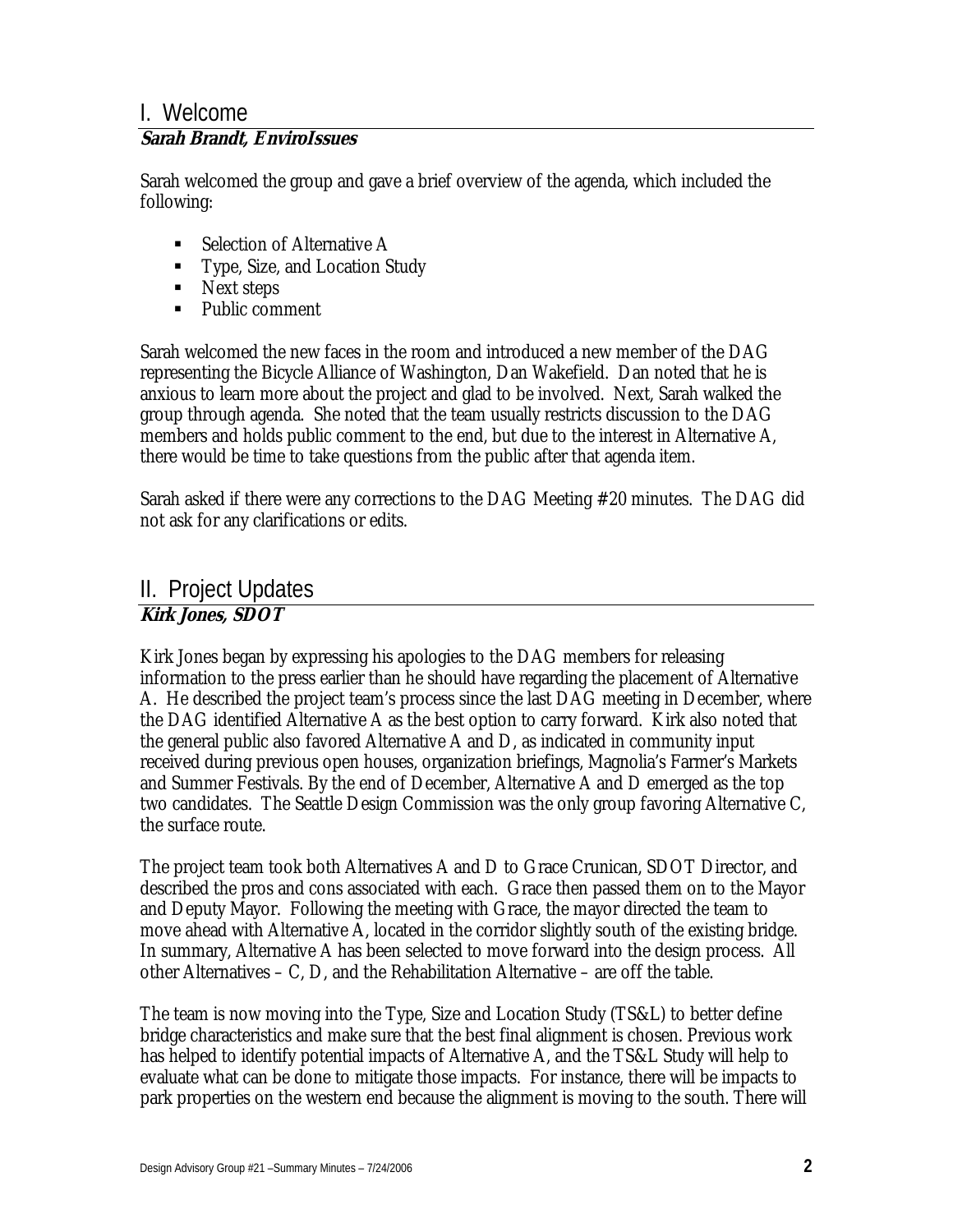## I. Welcome

***Sarah Brandt, EnviroIssues***

Sarah welcomed the group and gave a brief overview of the agenda, which included the following:

- Selection of Alternative A
- Type, Size, and Location Study
- Next steps
- Public comment

Sarah welcomed the new faces in the room and introduced a new member of the DAG representing the Bicycle Alliance of Washington, Dan Wakefield. Dan noted that he is anxious to learn more about the project and glad to be involved. Next, Sarah walked the group through agenda. She noted that the team usually restricts discussion to the DAG members and holds public comment to the end, but due to the interest in Alternative A, there would be time to take questions from the public after that agenda item.

Sarah asked if there were any corrections to the DAG Meeting #20 minutes. The DAG did not ask for any clarifications or edits.

## II. Project Updates

***Kirk Jones, SDOT***

Kirk Jones began by expressing his apologies to the DAG members for releasing information to the press earlier than he should have regarding the placement of Alternative A. He described the project team's process since the last DAG meeting in December, where the DAG identified Alternative A as the best option to carry forward. Kirk also noted that the general public also favored Alternative A and D, as indicated in community input received during previous open houses, organization briefings, Magnolia's Farmer's Markets and Summer Festivals. By the end of December, Alternative A and D emerged as the top two candidates. The Seattle Design Commission was the only group favoring Alternative C, the surface route.

The project team took both Alternatives A and D to Grace Crunican, SDOT Director, and described the pros and cons associated with each. Grace then passed them on to the Mayor and Deputy Mayor. Following the meeting with Grace, the mayor directed the team to move ahead with Alternative A, located in the corridor slightly south of the existing bridge. In summary, Alternative A has been selected to move forward into the design process. All other Alternatives – C, D, and the Rehabilitation Alternative – are off the table.

The team is now moving into the Type, Size and Location Study (TS&L) to better define bridge characteristics and make sure that the best final alignment is chosen. Previous work has helped to identify potential impacts of Alternative A, and the TS&L Study will help to evaluate what can be done to mitigate those impacts. For instance, there will be impacts to park properties on the western end because the alignment is moving to the south. There will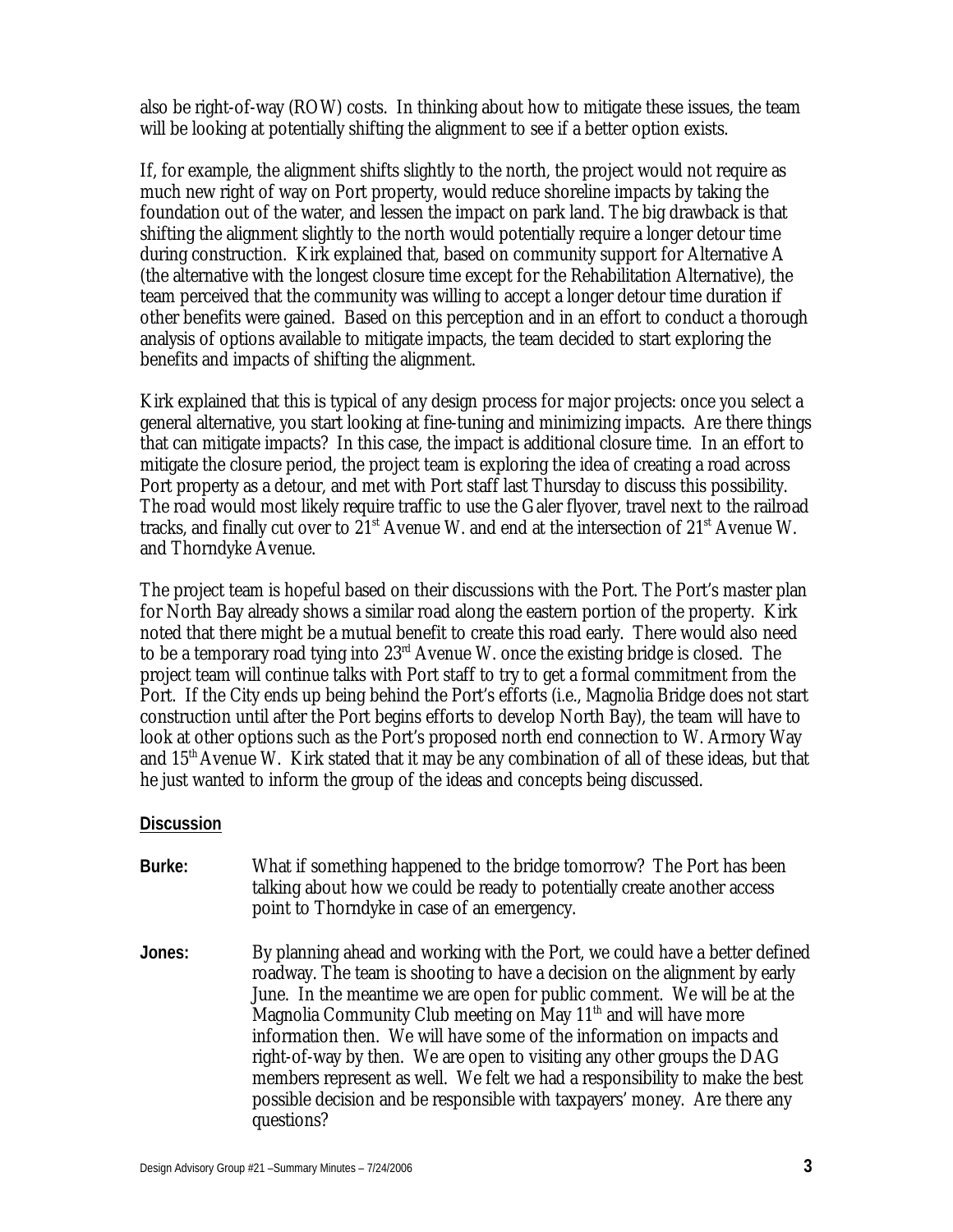also be right-of-way (ROW) costs. In thinking about how to mitigate these issues, the team will be looking at potentially shifting the alignment to see if a better option exists.

If, for example, the alignment shifts slightly to the north, the project would not require as much new right of way on Port property, would reduce shoreline impacts by taking the foundation out of the water, and lessen the impact on park land. The big drawback is that shifting the alignment slightly to the north would potentially require a longer detour time during construction. Kirk explained that, based on community support for Alternative A (the alternative with the longest closure time except for the Rehabilitation Alternative), the team perceived that the community was willing to accept a longer detour time duration if other benefits were gained. Based on this perception and in an effort to conduct a thorough analysis of options available to mitigate impacts, the team decided to start exploring the benefits and impacts of shifting the alignment.

Kirk explained that this is typical of any design process for major projects: once you select a general alternative, you start looking at fine-tuning and minimizing impacts. Are there things that can mitigate impacts? In this case, the impact is additional closure time. In an effort to mitigate the closure period, the project team is exploring the idea of creating a road across Port property as a detour, and met with Port staff last Thursday to discuss this possibility. The road would most likely require traffic to use the Galer flyover, travel next to the railroad tracks, and finally cut over to 21st Avenue W. and end at the intersection of 21st Avenue W. and Thorndyke Avenue.

The project team is hopeful based on their discussions with the Port. The Port's master plan for North Bay already shows a similar road along the eastern portion of the property. Kirk noted that there might be a mutual benefit to create this road early. There would also need to be a temporary road tying into 23rd Avenue W. once the existing bridge is closed. The project team will continue talks with Port staff to try to get a formal commitment from the Port. If the City ends up being behind the Port's efforts (i.e., Magnolia Bridge does not start construction until after the Port begins efforts to develop North Bay), the team will have to look at other options such as the Port's proposed north end connection to W. Armory Way and 15th Avenue W. Kirk stated that it may be any combination of all of these ideas, but that he just wanted to inform the group of the ideas and concepts being discussed.

**Discussion**

**Burke:** What if something happened to the bridge tomorrow? The Port has been talking about how we could be ready to potentially create another access point to Thorndyke in case of an emergency.

**Jones:** By planning ahead and working with the Port, we could have a better defined roadway. The team is shooting to have a decision on the alignment by early June. In the meantime we are open for public comment. We will be at the Magnolia Community Club meeting on May 11th and will have more information then. We will have some of the information on impacts and right-of-way by then. We are open to visiting any other groups the DAG members represent as well. We felt we had a responsibility to make the best possible decision and be responsible with taxpayers' money. Are there any questions?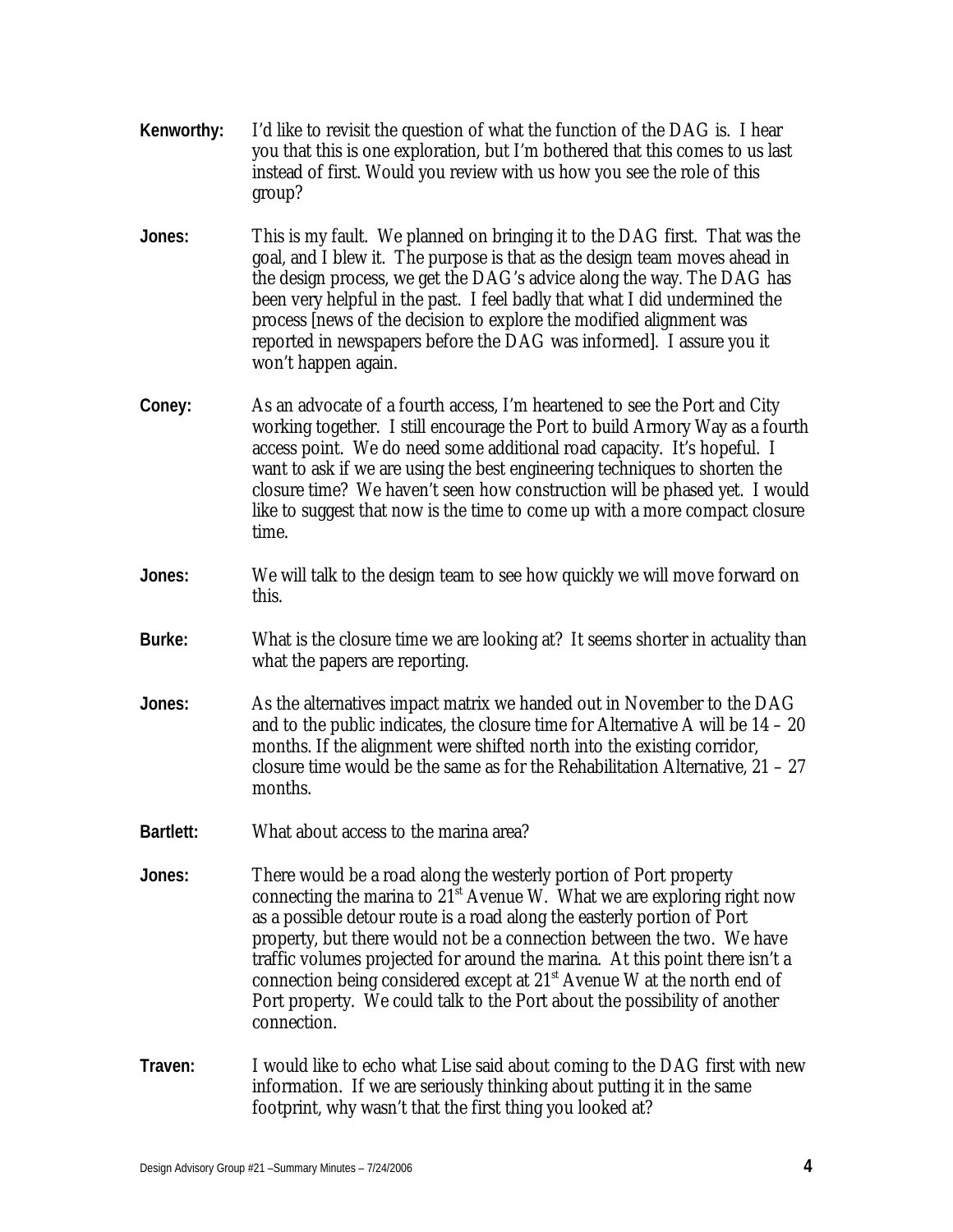**Kenworthy:** I'd like to revisit the question of what the function of the DAG is. I hear you that this is one exploration, but I'm bothered that this comes to us last instead of first. Would you review with us how you see the role of this group?

**Jones:** This is my fault. We planned on bringing it to the DAG first. That was the goal, and I blew it. The purpose is that as the design team moves ahead in the design process, we get the DAG's advice along the way. The DAG has been very helpful in the past. I feel badly that what I did undermined the process [news of the decision to explore the modified alignment was reported in newspapers before the DAG was informed]. I assure you it won't happen again.

**Coney:** As an advocate of a fourth access, I'm heartened to see the Port and City working together. I still encourage the Port to build Armory Way as a fourth access point. We do need some additional road capacity. It's hopeful. I want to ask if we are using the best engineering techniques to shorten the closure time? We haven't seen how construction will be phased yet. I would like to suggest that now is the time to come up with a more compact closure time.

**Jones:** We will talk to the design team to see how quickly we will move forward on this.

**Burke:** What is the closure time we are looking at? It seems shorter in actuality than what the papers are reporting.

**Jones:** As the alternatives impact matrix we handed out in November to the DAG and to the public indicates, the closure time for Alternative A will be 14 – 20 months. If the alignment were shifted north into the existing corridor, closure time would be the same as for the Rehabilitation Alternative, 21 – 27 months.

**Bartlett:** What about access to the marina area?

**Jones:** There would be a road along the westerly portion of Port property connecting the marina to 21st Avenue W. What we are exploring right now as a possible detour route is a road along the easterly portion of Port property, but there would not be a connection between the two. We have traffic volumes projected for around the marina. At this point there isn't a connection being considered except at 21st Avenue W at the north end of Port property. We could talk to the Port about the possibility of another connection.

**Traven:** I would like to echo what Lise said about coming to the DAG first with new information. If we are seriously thinking about putting it in the same footprint, why wasn't that the first thing you looked at?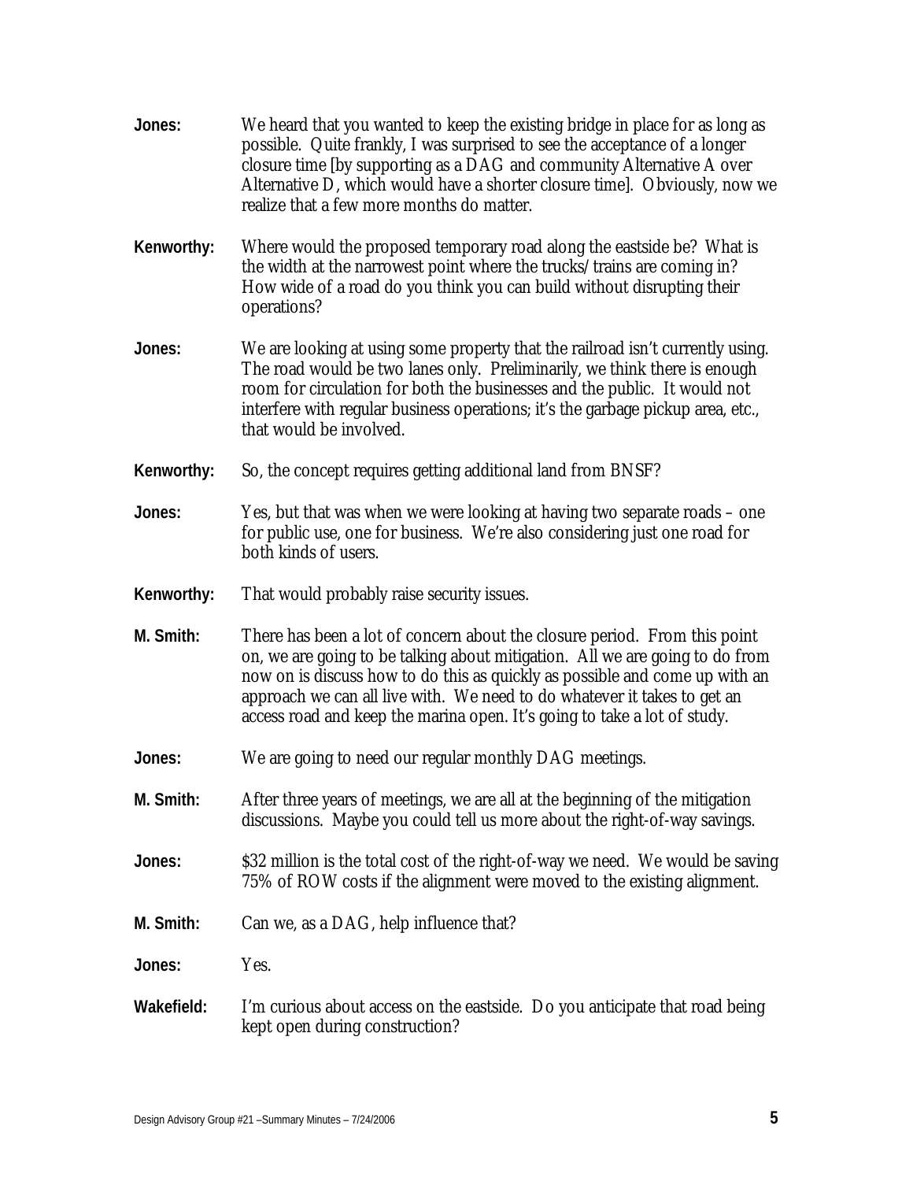**Jones:** We heard that you wanted to keep the existing bridge in place for as long as possible. Quite frankly, I was surprised to see the acceptance of a longer closure time [by supporting as a DAG and community Alternative A over Alternative D, which would have a shorter closure time]. Obviously, now we realize that a few more months do matter.

**Kenworthy:** Where would the proposed temporary road along the eastside be? What is the width at the narrowest point where the trucks/trains are coming in? How wide of a road do you think you can build without disrupting their operations?

**Jones:** We are looking at using some property that the railroad isn't currently using. The road would be two lanes only. Preliminarily, we think there is enough room for circulation for both the businesses and the public. It would not interfere with regular business operations; it's the garbage pickup area, etc., that would be involved.

**Kenworthy:** So, the concept requires getting additional land from BNSF?

**Jones:** Yes, but that was when we were looking at having two separate roads – one for public use, one for business. We're also considering just one road for both kinds of users.

**Kenworthy:** That would probably raise security issues.

**M. Smith:** There has been a lot of concern about the closure period. From this point on, we are going to be talking about mitigation. All we are going to do from now on is discuss how to do this as quickly as possible and come up with an approach we can all live with. We need to do whatever it takes to get an access road and keep the marina open. It's going to take a lot of study.

**Jones:** We are going to need our regular monthly DAG meetings.

**M. Smith:** After three years of meetings, we are all at the beginning of the mitigation discussions. Maybe you could tell us more about the right-of-way savings.

**Jones:** $32 million is the total cost of the right-of-way we need. We would be saving 75% of ROW costs if the alignment were moved to the existing alignment.

**M. Smith:** Can we, as a DAG, help influence that?

**Jones:** Yes.

**Wakefield:** I'm curious about access on the eastside. Do you anticipate that road being kept open during construction?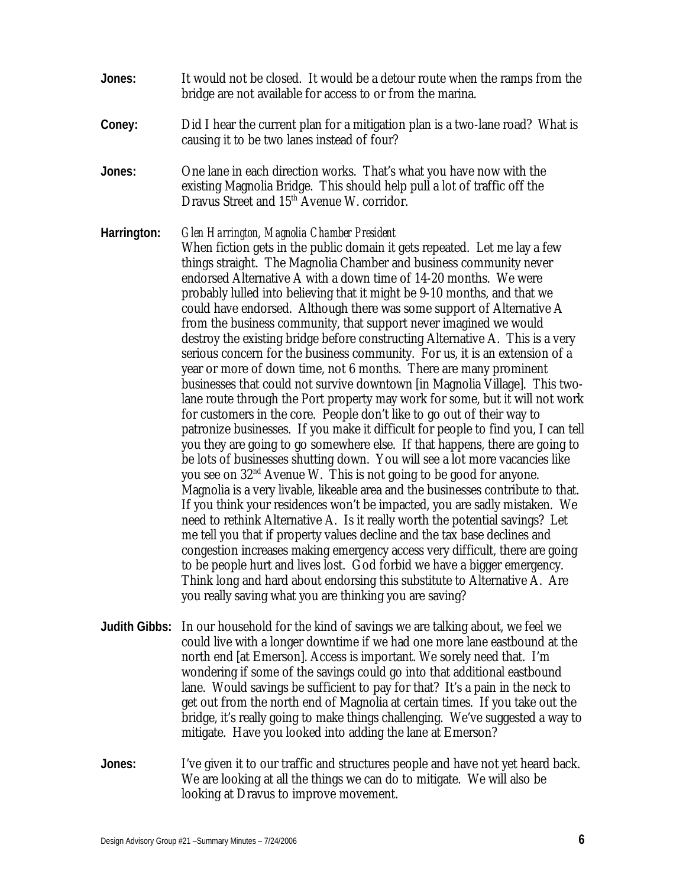**Jones:** It would not be closed. It would be a detour route when the ramps from the bridge are not available for access to or from the marina.

**Coney:** Did I hear the current plan for a mitigation plan is a two-lane road? What is causing it to be two lanes instead of four?

**Jones:** One lane in each direction works. That's what you have now with the existing Magnolia Bridge. This should help pull a lot of traffic off the Dravus Street and 15th Avenue W. corridor.

**Harrington:** *Glen Harrington, Magnolia Chamber President*
When fiction gets in the public domain it gets repeated. Let me lay a few things straight. The Magnolia Chamber and business community never endorsed Alternative A with a down time of 14-20 months. We were probably lulled into believing that it might be 9-10 months, and that we could have endorsed. Although there was some support of Alternative A from the business community, that support never imagined we would destroy the existing bridge before constructing Alternative A. This is a very serious concern for the business community. For us, it is an extension of a year or more of down time, not 6 months. There are many prominent businesses that could not survive downtown [in Magnolia Village]. This two-lane route through the Port property may work for some, but it will not work for customers in the core. People don't like to go out of their way to patronize businesses. If you make it difficult for people to find you, I can tell you they are going to go somewhere else. If that happens, there are going to be lots of businesses shutting down. You will see a lot more vacancies like you see on 32nd Avenue W. This is not going to be good for anyone. Magnolia is a very livable, likeable area and the businesses contribute to that. If you think your residences won't be impacted, you are sadly mistaken. We need to rethink Alternative A. Is it really worth the potential savings? Let me tell you that if property values decline and the tax base declines and congestion increases making emergency access very difficult, there are going to be people hurt and lives lost. God forbid we have a bigger emergency. Think long and hard about endorsing this substitute to Alternative A. Are you really saving what you are thinking you are saving?

**Judith Gibbs:** In our household for the kind of savings we are talking about, we feel we could live with a longer downtime if we had one more lane eastbound at the north end [at Emerson]. Access is important. We sorely need that. I'm wondering if some of the savings could go into that additional eastbound lane. Would savings be sufficient to pay for that? It's a pain in the neck to get out from the north end of Magnolia at certain times. If you take out the bridge, it's really going to make things challenging. We've suggested a way to mitigate. Have you looked into adding the lane at Emerson?

**Jones:** I've given it to our traffic and structures people and have not yet heard back. We are looking at all the things we can do to mitigate. We will also be looking at Dravus to improve movement.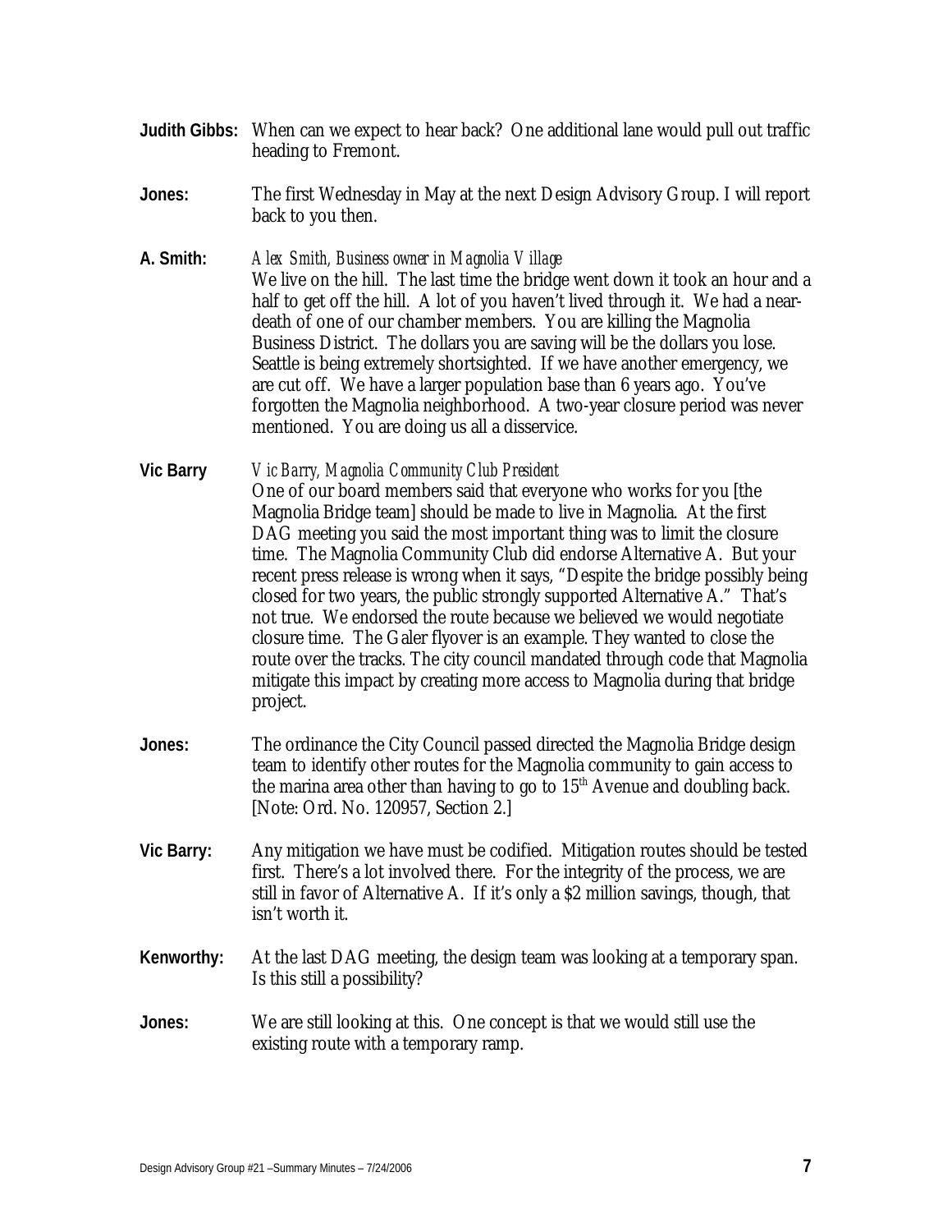**Judith Gibbs:** When can we expect to hear back? One additional lane would pull out traffic heading to Fremont.

**Jones:** The first Wednesday in May at the next Design Advisory Group. I will report back to you then.

**A. Smith:** *Alex Smith, Business owner in Magnolia Village*
We live on the hill. The last time the bridge went down it took an hour and a half to get off the hill. A lot of you haven't lived through it. We had a near-death of one of our chamber members. You are killing the Magnolia Business District. The dollars you are saving will be the dollars you lose. Seattle is being extremely shortsighted. If we have another emergency, we are cut off. We have a larger population base than 6 years ago. You've forgotten the Magnolia neighborhood. A two-year closure period was never mentioned. You are doing us all a disservice.

**Vic Barry** *Vic Barry, Magnolia Community Club President*
One of our board members said that everyone who works for you [the Magnolia Bridge team] should be made to live in Magnolia. At the first DAG meeting you said the most important thing was to limit the closure time. The Magnolia Community Club did endorse Alternative A. But your recent press release is wrong when it says, "Despite the bridge possibly being closed for two years, the public strongly supported Alternative A." That's not true. We endorsed the route because we believed we would negotiate closure time. The Galer flyover is an example. They wanted to close the route over the tracks. The city council mandated through code that Magnolia mitigate this impact by creating more access to Magnolia during that bridge project.

**Jones:** The ordinance the City Council passed directed the Magnolia Bridge design team to identify other routes for the Magnolia community to gain access to the marina area other than having to go to 15th Avenue and doubling back. [Note: Ord. No. 120957, Section 2.]

**Vic Barry:** Any mitigation we have must be codified. Mitigation routes should be tested first. There's a lot involved there. For the integrity of the process, we are still in favor of Alternative A. If it's only a $2 million savings, though, that isn't worth it.

**Kenworthy:** At the last DAG meeting, the design team was looking at a temporary span. Is this still a possibility?

**Jones:** We are still looking at this. One concept is that we would still use the existing route with a temporary ramp.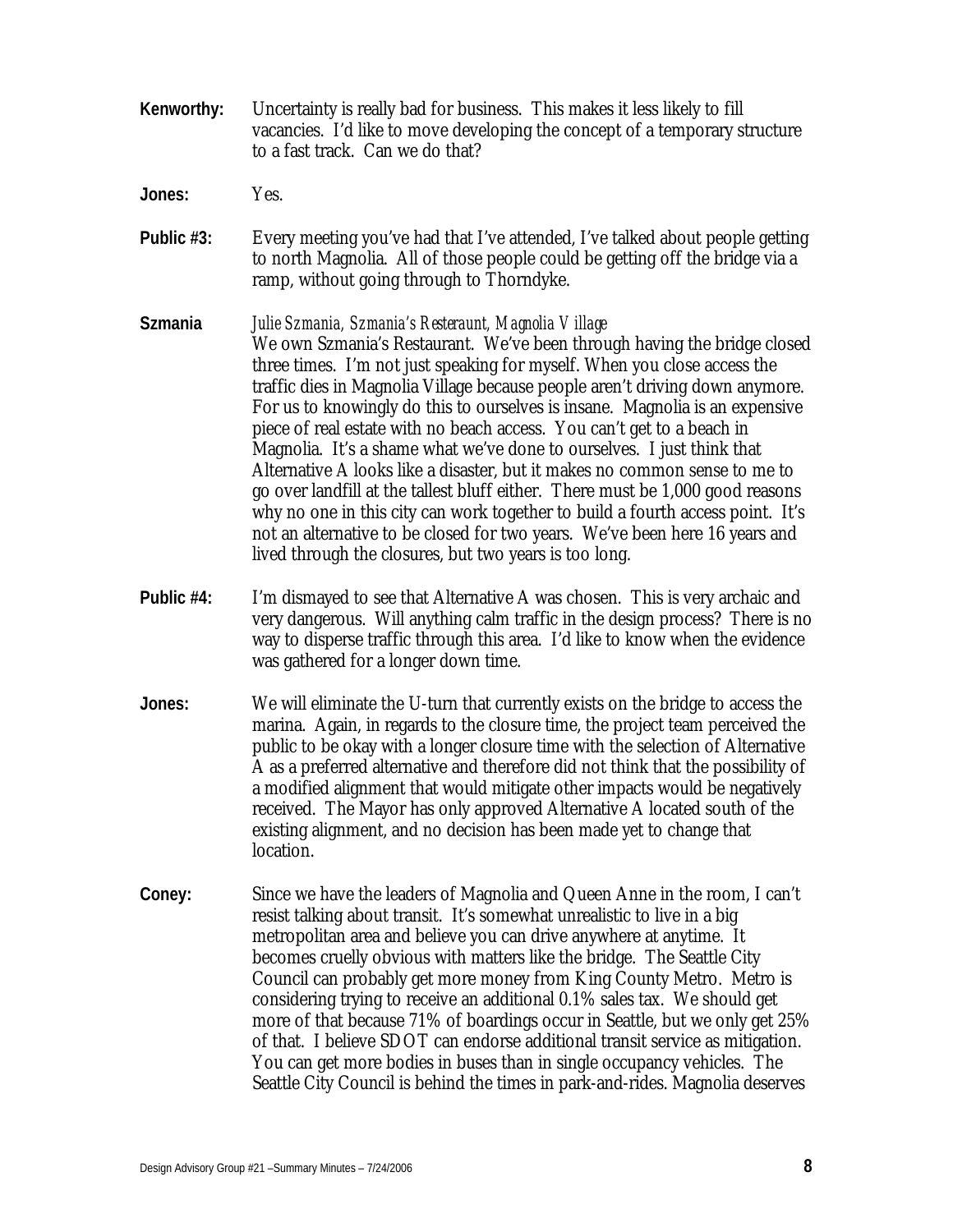**Kenworthy:** Uncertainty is really bad for business. This makes it less likely to fill vacancies. I'd like to move developing the concept of a temporary structure to a fast track. Can we do that?

**Jones:** Yes.

**Public #3:** Every meeting you've had that I've attended, I've talked about people getting to north Magnolia. All of those people could be getting off the bridge via a ramp, without going through to Thorndyke.

**Szmania** *Julie Szmania, Szmania's Resteraunt, Magnolia Village*
We own Szmania's Restaurant. We've been through having the bridge closed three times. I'm not just speaking for myself. When you close access the traffic dies in Magnolia Village because people aren't driving down anymore. For us to knowingly do this to ourselves is insane. Magnolia is an expensive piece of real estate with no beach access. You can't get to a beach in Magnolia. It's a shame what we've done to ourselves. I just think that Alternative A looks like a disaster, but it makes no common sense to me to go over landfill at the tallest bluff either. There must be 1,000 good reasons why no one in this city can work together to build a fourth access point. It's not an alternative to be closed for two years. We've been here 16 years and lived through the closures, but two years is too long.

**Public #4:** I'm dismayed to see that Alternative A was chosen. This is very archaic and very dangerous. Will anything calm traffic in the design process? There is no way to disperse traffic through this area. I'd like to know when the evidence was gathered for a longer down time.

**Jones:** We will eliminate the U-turn that currently exists on the bridge to access the marina. Again, in regards to the closure time, the project team perceived the public to be okay with a longer closure time with the selection of Alternative A as a preferred alternative and therefore did not think that the possibility of a modified alignment that would mitigate other impacts would be negatively received. The Mayor has only approved Alternative A located south of the existing alignment, and no decision has been made yet to change that location.

**Coney:** Since we have the leaders of Magnolia and Queen Anne in the room, I can't resist talking about transit. It's somewhat unrealistic to live in a big metropolitan area and believe you can drive anywhere at anytime. It becomes cruelly obvious with matters like the bridge. The Seattle City Council can probably get more money from King County Metro. Metro is considering trying to receive an additional 0.1% sales tax. We should get more of that because 71% of boardings occur in Seattle, but we only get 25% of that. I believe SDOT can endorse additional transit service as mitigation. You can get more bodies in buses than in single occupancy vehicles. The Seattle City Council is behind the times in park-and-rides. Magnolia deserves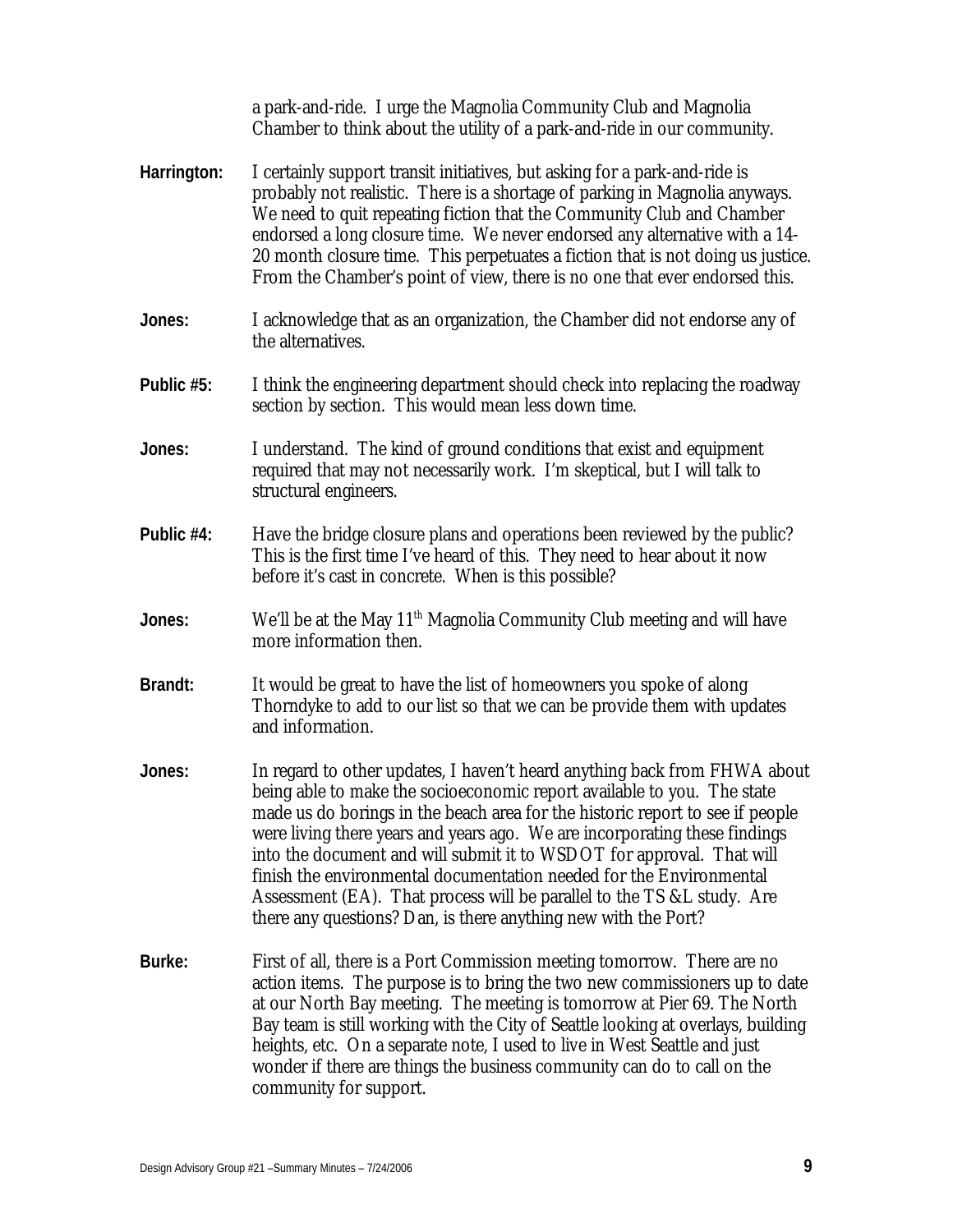a park-and-ride. I urge the Magnolia Community Club and Magnolia Chamber to think about the utility of a park-and-ride in our community.

**Harrington:** I certainly support transit initiatives, but asking for a park-and-ride is probably not realistic. There is a shortage of parking in Magnolia anyways. We need to quit repeating fiction that the Community Club and Chamber endorsed a long closure time. We never endorsed any alternative with a 14-20 month closure time. This perpetuates a fiction that is not doing us justice. From the Chamber's point of view, there is no one that ever endorsed this.

**Jones:** I acknowledge that as an organization, the Chamber did not endorse any of the alternatives.

**Public #5:** I think the engineering department should check into replacing the roadway section by section. This would mean less down time.

**Jones:** I understand. The kind of ground conditions that exist and equipment required that may not necessarily work. I'm skeptical, but I will talk to structural engineers.

**Public #4:** Have the bridge closure plans and operations been reviewed by the public? This is the first time I've heard of this. They need to hear about it now before it's cast in concrete. When is this possible?

**Jones:** We'll be at the May 11th Magnolia Community Club meeting and will have more information then.

**Brandt:** It would be great to have the list of homeowners you spoke of along Thorndyke to add to our list so that we can be provide them with updates and information.

**Jones:** In regard to other updates, I haven't heard anything back from FHWA about being able to make the socioeconomic report available to you. The state made us do borings in the beach area for the historic report to see if people were living there years and years ago. We are incorporating these findings into the document and will submit it to WSDOT for approval. That will finish the environmental documentation needed for the Environmental Assessment (EA). That process will be parallel to the TS &L study. Are there any questions? Dan, is there anything new with the Port?

**Burke:** First of all, there is a Port Commission meeting tomorrow. There are no action items. The purpose is to bring the two new commissioners up to date at our North Bay meeting. The meeting is tomorrow at Pier 69. The North Bay team is still working with the City of Seattle looking at overlays, building heights, etc. On a separate note, I used to live in West Seattle and just wonder if there are things the business community can do to call on the community for support.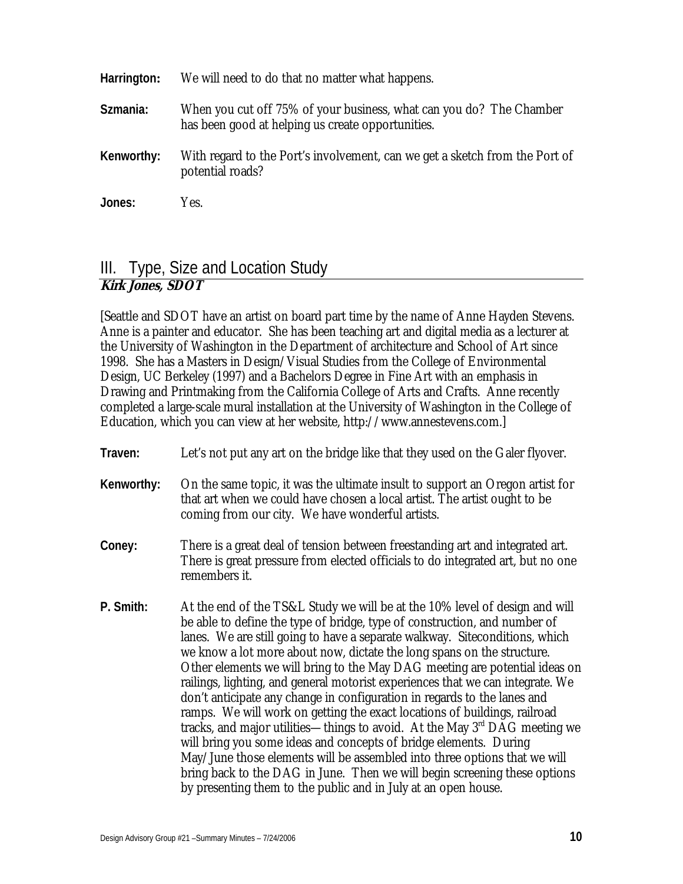**Harrington:** We will need to do that no matter what happens.

**Szmania:** When you cut off 75% of your business, what can you do? The Chamber has been good at helping us create opportunities.

**Kenworthy:** With regard to the Port's involvement, can we get a sketch from the Port of potential roads?

**Jones:** Yes.

## III. Type, Size and Location Study

***Kirk Jones, SDOT***

[Seattle and SDOT have an artist on board part time by the name of Anne Hayden Stevens. Anne is a painter and educator. She has been teaching art and digital media as a lecturer at the University of Washington in the Department of architecture and School of Art since 1998. She has a Masters in Design/Visual Studies from the College of Environmental Design, UC Berkeley (1997) and a Bachelors Degree in Fine Art with an emphasis in Drawing and Printmaking from the California College of Arts and Crafts. Anne recently completed a large-scale mural installation at the University of Washington in the College of Education, which you can view at her website, http://www.annestevens.com.]

**Traven:** Let's not put any art on the bridge like that they used on the Galer flyover.

**Kenworthy:** On the same topic, it was the ultimate insult to support an Oregon artist for that art when we could have chosen a local artist. The artist ought to be coming from our city. We have wonderful artists.

**Coney:** There is a great deal of tension between freestanding art and integrated art. There is great pressure from elected officials to do integrated art, but no one remembers it.

**P. Smith:** At the end of the TS&L Study we will be at the 10% level of design and will be able to define the type of bridge, type of construction, and number of lanes. We are still going to have a separate walkway. Siteconditions, which we know a lot more about now, dictate the long spans on the structure. Other elements we will bring to the May DAG meeting are potential ideas on railings, lighting, and general motorist experiences that we can integrate. We don't anticipate any change in configuration in regards to the lanes and ramps. We will work on getting the exact locations of buildings, railroad tracks, and major utilities—things to avoid. At the May 3rd DAG meeting we will bring you some ideas and concepts of bridge elements. During May/June those elements will be assembled into three options that we will bring back to the DAG in June. Then we will begin screening these options by presenting them to the public and in July at an open house.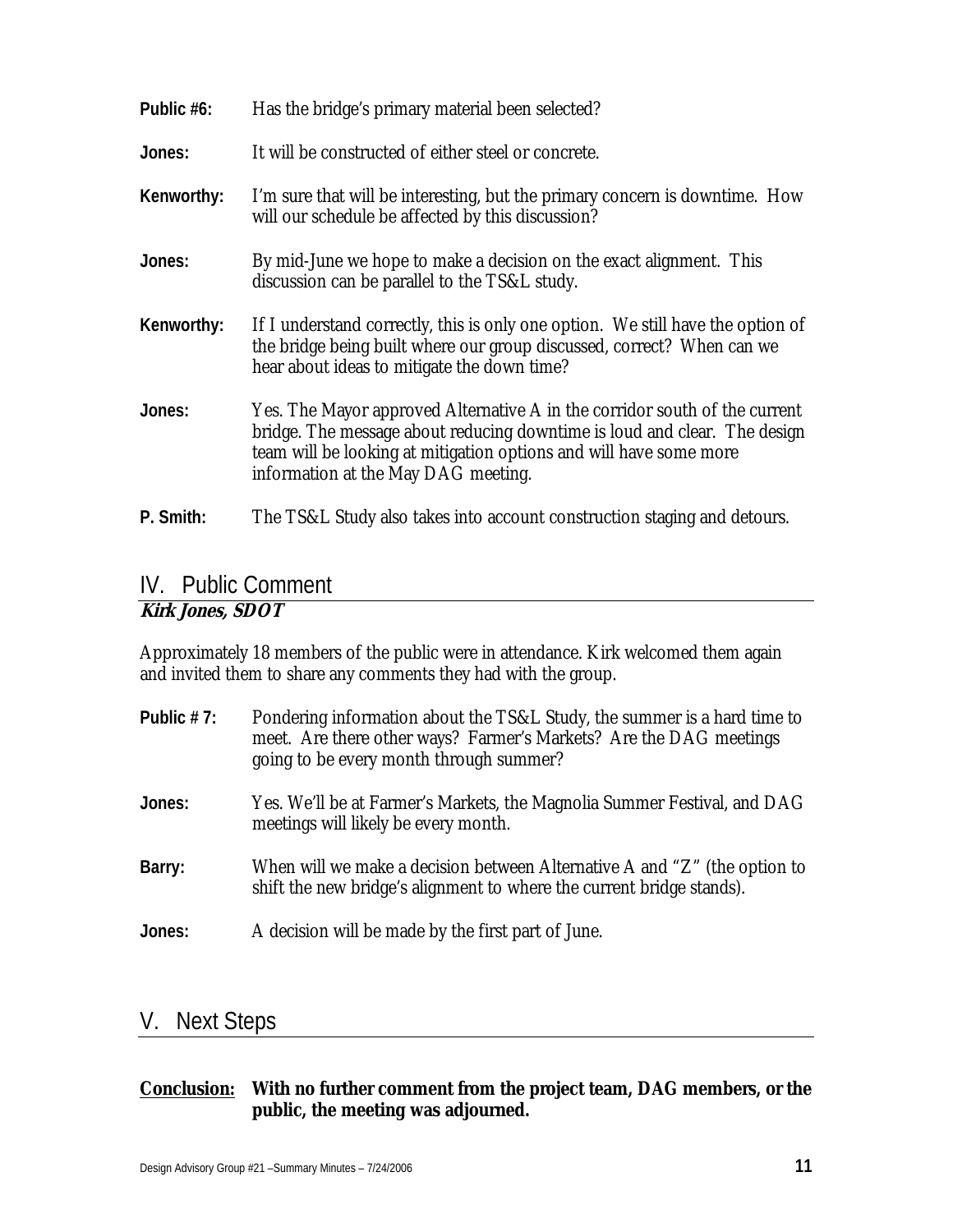**Public #6:** Has the bridge's primary material been selected?

**Jones:** It will be constructed of either steel or concrete.

**Kenworthy:** I'm sure that will be interesting, but the primary concern is downtime. How will our schedule be affected by this discussion?

**Jones:** By mid-June we hope to make a decision on the exact alignment. This discussion can be parallel to the TS&L study.

**Kenworthy:** If I understand correctly, this is only one option. We still have the option of the bridge being built where our group discussed, correct? When can we hear about ideas to mitigate the down time?

**Jones:** Yes. The Mayor approved Alternative A in the corridor south of the current bridge. The message about reducing downtime is loud and clear. The design team will be looking at mitigation options and will have some more information at the May DAG meeting.

**P. Smith:** The TS&L Study also takes into account construction staging and detours.

## IV. Public Comment

***Kirk Jones, SDOT***

Approximately 18 members of the public were in attendance. Kirk welcomed them again and invited them to share any comments they had with the group.

**Public # 7:** Pondering information about the TS&L Study, the summer is a hard time to meet. Are there other ways? Farmer's Markets? Are the DAG meetings going to be every month through summer?

**Jones:** Yes. We'll be at Farmer's Markets, the Magnolia Summer Festival, and DAG meetings will likely be every month.

**Barry:** When will we make a decision between Alternative A and "Z" (the option to shift the new bridge's alignment to where the current bridge stands).

**Jones:** A decision will be made by the first part of June.

## V. Next Steps

**Conclusion:** **With no further comment from the project team, DAG members, or the public, the meeting was adjourned.**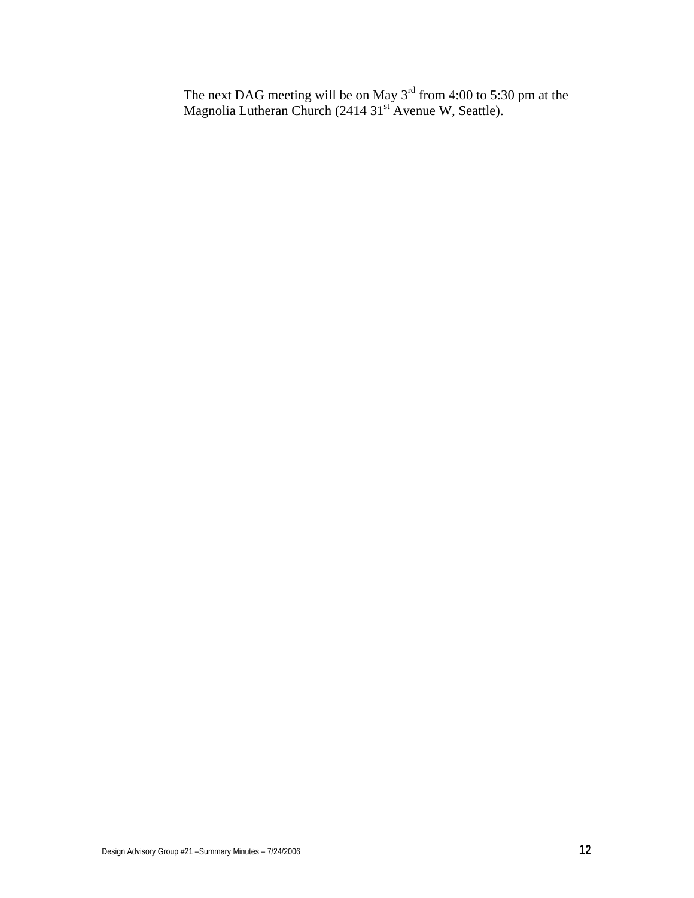The next DAG meeting will be on May 3rd from 4:00 to 5:30 pm at the Magnolia Lutheran Church (2414 31st Avenue W, Seattle).